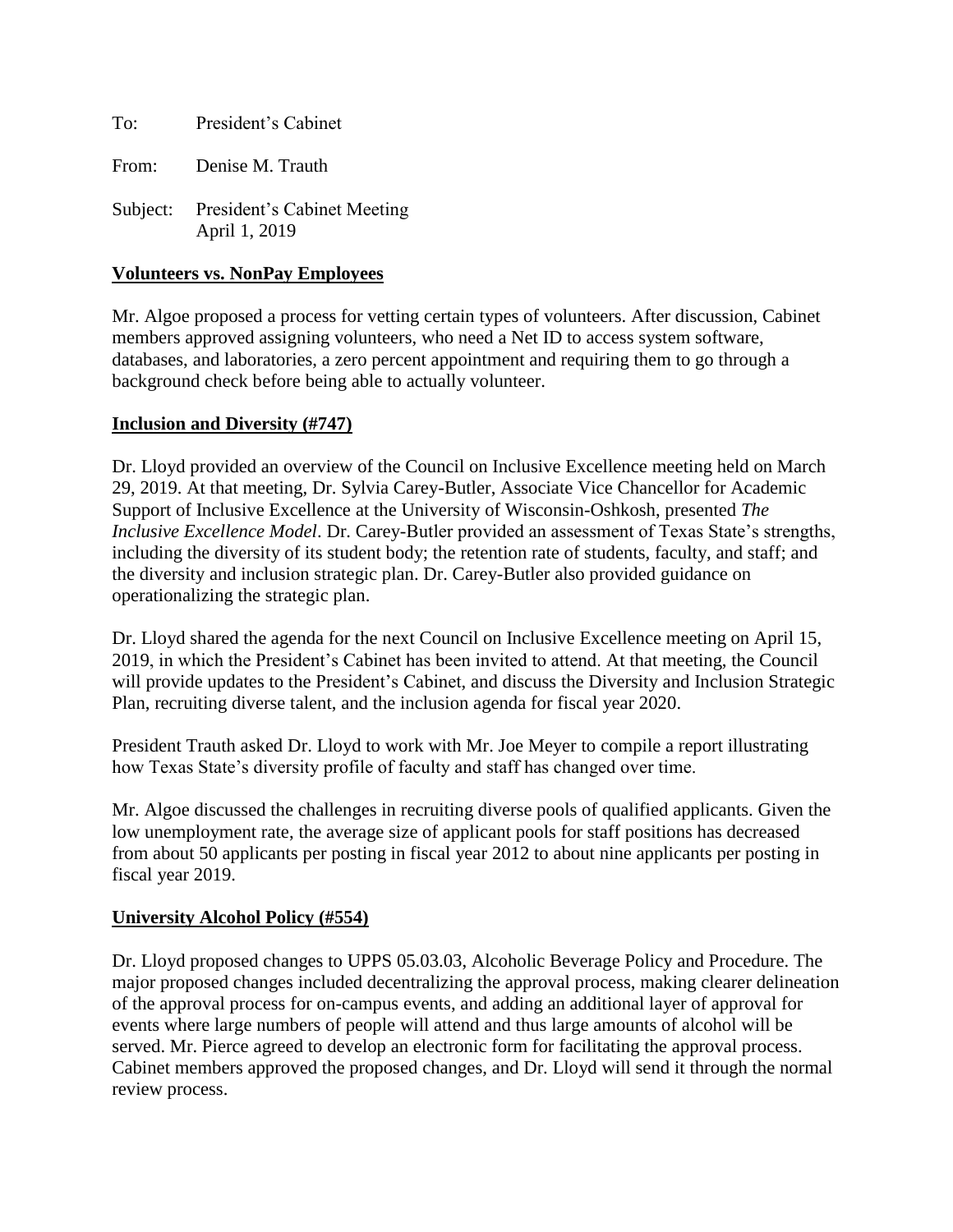To: President's Cabinet

From: Denise M. Trauth

Subject: President's Cabinet Meeting
April 1, 2019

**Volunteers vs. NonPay Employees**

Mr. Algoe proposed a process for vetting certain types of volunteers. After discussion, Cabinet members approved assigning volunteers, who need a Net ID to access system software, databases, and laboratories, a zero percent appointment and requiring them to go through a background check before being able to actually volunteer.

**Inclusion and Diversity (#747)**

Dr. Lloyd provided an overview of the Council on Inclusive Excellence meeting held on March 29, 2019. At that meeting, Dr. Sylvia Carey-Butler, Associate Vice Chancellor for Academic Support of Inclusive Excellence at the University of Wisconsin-Oshkosh, presented *The Inclusive Excellence Model*. Dr. Carey-Butler provided an assessment of Texas State's strengths, including the diversity of its student body; the retention rate of students, faculty, and staff; and the diversity and inclusion strategic plan. Dr. Carey-Butler also provided guidance on operationalizing the strategic plan.

Dr. Lloyd shared the agenda for the next Council on Inclusive Excellence meeting on April 15, 2019, in which the President's Cabinet has been invited to attend. At that meeting, the Council will provide updates to the President's Cabinet, and discuss the Diversity and Inclusion Strategic Plan, recruiting diverse talent, and the inclusion agenda for fiscal year 2020.

President Trauth asked Dr. Lloyd to work with Mr. Joe Meyer to compile a report illustrating how Texas State's diversity profile of faculty and staff has changed over time.

Mr. Algoe discussed the challenges in recruiting diverse pools of qualified applicants. Given the low unemployment rate, the average size of applicant pools for staff positions has decreased from about 50 applicants per posting in fiscal year 2012 to about nine applicants per posting in fiscal year 2019.

**University Alcohol Policy (#554)**

Dr. Lloyd proposed changes to UPPS 05.03.03, Alcoholic Beverage Policy and Procedure. The major proposed changes included decentralizing the approval process, making clearer delineation of the approval process for on-campus events, and adding an additional layer of approval for events where large numbers of people will attend and thus large amounts of alcohol will be served. Mr. Pierce agreed to develop an electronic form for facilitating the approval process. Cabinet members approved the proposed changes, and Dr. Lloyd will send it through the normal review process.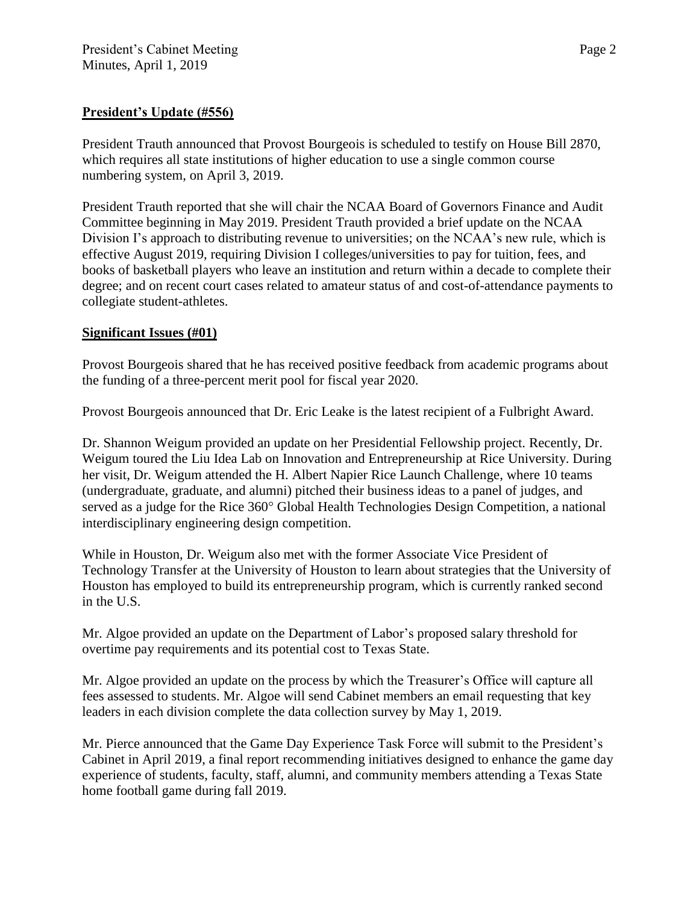**President's Update (#556)**

President Trauth announced that Provost Bourgeois is scheduled to testify on House Bill 2870, which requires all state institutions of higher education to use a single common course numbering system, on April 3, 2019.

President Trauth reported that she will chair the NCAA Board of Governors Finance and Audit Committee beginning in May 2019. President Trauth provided a brief update on the NCAA Division I's approach to distributing revenue to universities; on the NCAA's new rule, which is effective August 2019, requiring Division I colleges/universities to pay for tuition, fees, and books of basketball players who leave an institution and return within a decade to complete their degree; and on recent court cases related to amateur status of and cost-of-attendance payments to collegiate student-athletes.

**Significant Issues (#01)**

Provost Bourgeois shared that he has received positive feedback from academic programs about the funding of a three-percent merit pool for fiscal year 2020.

Provost Bourgeois announced that Dr. Eric Leake is the latest recipient of a Fulbright Award.

Dr. Shannon Weigum provided an update on her Presidential Fellowship project. Recently, Dr. Weigum toured the Liu Idea Lab on Innovation and Entrepreneurship at Rice University. During her visit, Dr. Weigum attended the H. Albert Napier Rice Launch Challenge, where 10 teams (undergraduate, graduate, and alumni) pitched their business ideas to a panel of judges, and served as a judge for the Rice 360° Global Health Technologies Design Competition, a national interdisciplinary engineering design competition.

While in Houston, Dr. Weigum also met with the former Associate Vice President of Technology Transfer at the University of Houston to learn about strategies that the University of Houston has employed to build its entrepreneurship program, which is currently ranked second in the U.S.

Mr. Algoe provided an update on the Department of Labor's proposed salary threshold for overtime pay requirements and its potential cost to Texas State.

Mr. Algoe provided an update on the process by which the Treasurer's Office will capture all fees assessed to students. Mr. Algoe will send Cabinet members an email requesting that key leaders in each division complete the data collection survey by May 1, 2019.

Mr. Pierce announced that the Game Day Experience Task Force will submit to the President's Cabinet in April 2019, a final report recommending initiatives designed to enhance the game day experience of students, faculty, staff, alumni, and community members attending a Texas State home football game during fall 2019.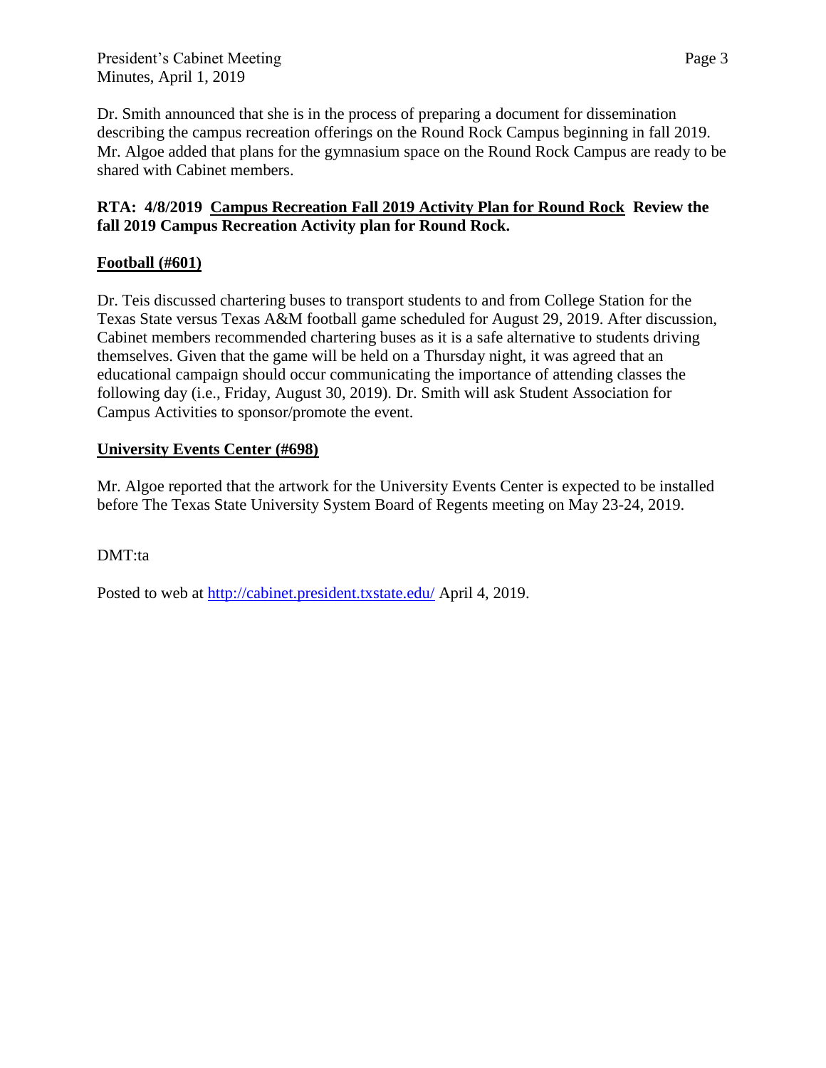Dr. Smith announced that she is in the process of preparing a document for dissemination describing the campus recreation offerings on the Round Rock Campus beginning in fall 2019. Mr. Algoe added that plans for the gymnasium space on the Round Rock Campus are ready to be shared with Cabinet members.

**RTA: 4/8/2019 <u>Campus Recreation Fall 2019 Activity Plan for Round Rock</u> Review the fall 2019 Campus Recreation Activity plan for Round Rock.**

**<u>Football (#601)</u>**

Dr. Teis discussed chartering buses to transport students to and from College Station for the Texas State versus Texas A&M football game scheduled for August 29, 2019. After discussion, Cabinet members recommended chartering buses as it is a safe alternative to students driving themselves. Given that the game will be held on a Thursday night, it was agreed that an educational campaign should occur communicating the importance of attending classes the following day (i.e., Friday, August 30, 2019). Dr. Smith will ask Student Association for Campus Activities to sponsor/promote the event.

**<u>University Events Center (#698)</u>**

Mr. Algoe reported that the artwork for the University Events Center is expected to be installed before The Texas State University System Board of Regents meeting on May 23-24, 2019.

DMT:ta

Posted to web at http://cabinet.president.txstate.edu/ April 4, 2019.